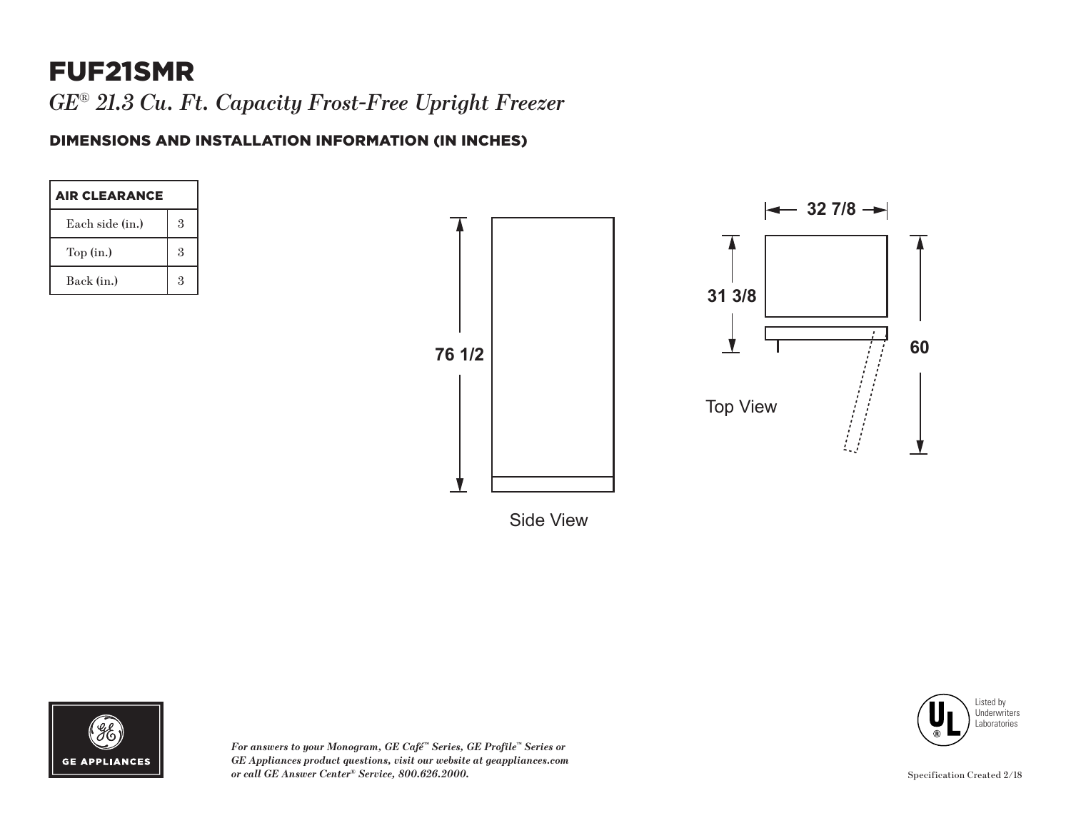# FUF21SMR

*GE® 21.3 Cu. Ft. Capacity Frost-Free Upright Freezer*

## DIMENSIONS AND INSTALLATION INFORMATION (IN INCHES)

| AIR CLEARANCE | |
|---|---|
| Each side (in.) | 3 |
| Top (in.) | 3 |
| Back (in.) | 3 |

76 1/2

Side View

32 7/8

31 3/8

60

Top View

*For answers to your Monogram, GE Café™ Series, GE Profile™ Series or GE Appliances product questions, visit our website at geappliances.com or call GE Answer Center® Service, 800.626.2000.*

Listed by Underwriters Laboratories

Specification Created 2/18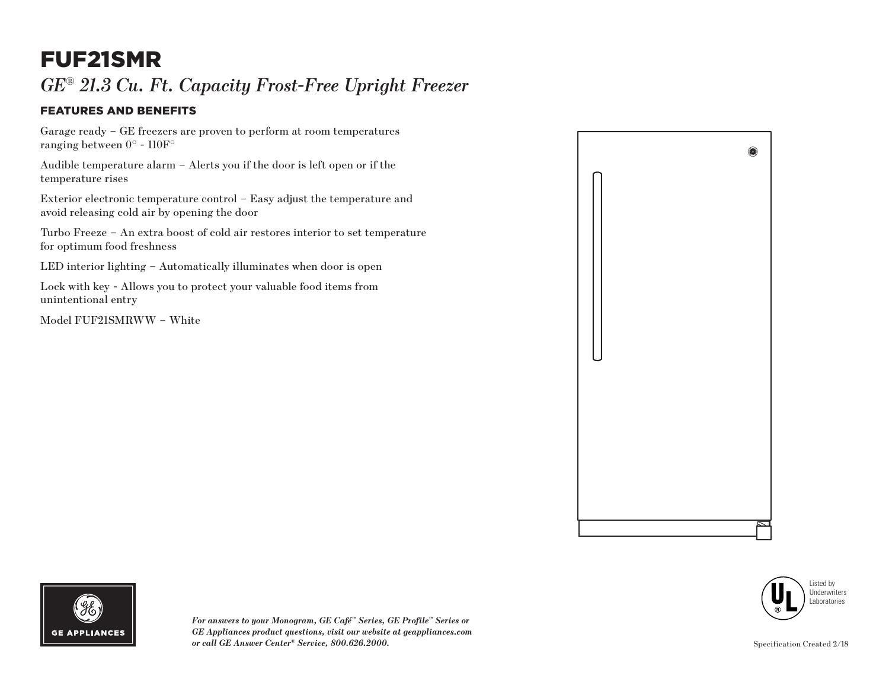# FUF21SMR

## *GE® 21.3 Cu. Ft. Capacity Frost-Free Upright Freezer*

### FEATURES AND BENEFITS

Garage ready – GE freezers are proven to perform at room temperatures ranging between 0° - 110F°

Audible temperature alarm – Alerts you if the door is left open or if the temperature rises

Exterior electronic temperature control – Easy adjust the temperature and avoid releasing cold air by opening the door

Turbo Freeze – An extra boost of cold air restores interior to set temperature for optimum food freshness

LED interior lighting – Automatically illuminates when door is open

Lock with key - Allows you to protect your valuable food items from unintentional entry

Model FUF21SMRWW – White

GE APPLIANCES

*For answers to your Monogram, GE Café™ Series, GE Profile™ Series or GE Appliances product questions, visit our website at geappliances.com or call GE Answer Center® Service, 800.626.2000.*

Listed by Underwriters Laboratories

Specification Created 2/18